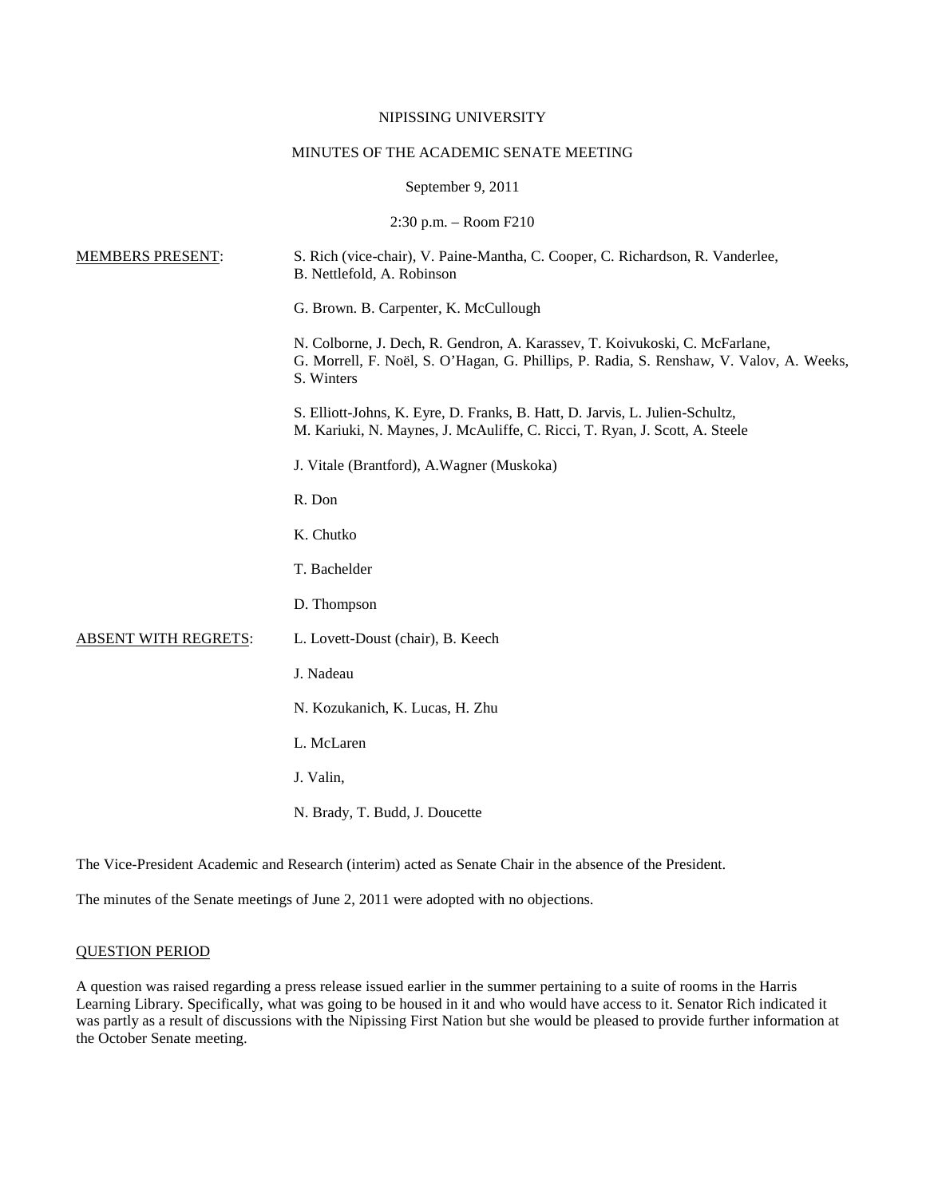NIPISSING UNIVERSITY

MINUTES OF THE ACADEMIC SENATE MEETING

September 9, 2011

2:30 p.m. – Room F210

MEMBERS PRESENT: S. Rich (vice-chair), V. Paine-Mantha, C. Cooper, C. Richardson, R. Vanderlee, B. Nettlefold, A. Robinson

G. Brown. B. Carpenter, K. McCullough

N. Colborne, J. Dech, R. Gendron, A. Karassev, T. Koivukoski, C. McFarlane, G. Morrell, F. Noël, S. O'Hagan, G. Phillips, P. Radia, S. Renshaw, V. Valov, A. Weeks, S. Winters

S. Elliott-Johns, K. Eyre, D. Franks, B. Hatt, D. Jarvis, L. Julien-Schultz, M. Kariuki, N. Maynes, J. McAuliffe, C. Ricci, T. Ryan, J. Scott, A. Steele

J. Vitale (Brantford), A.Wagner (Muskoka)

R. Don

K. Chutko

T. Bachelder

D. Thompson

ABSENT WITH REGRETS: L. Lovett-Doust (chair), B. Keech

J. Nadeau

N. Kozukanich, K. Lucas, H. Zhu

L. McLaren

J. Valin,

N. Brady, T. Budd, J. Doucette

The Vice-President Academic and Research (interim) acted as Senate Chair in the absence of the President.

The minutes of the Senate meetings of June 2, 2011 were adopted with no objections.

## QUESTION PERIOD

A question was raised regarding a press release issued earlier in the summer pertaining to a suite of rooms in the Harris Learning Library. Specifically, what was going to be housed in it and who would have access to it. Senator Rich indicated it was partly as a result of discussions with the Nipissing First Nation but she would be pleased to provide further information at the October Senate meeting.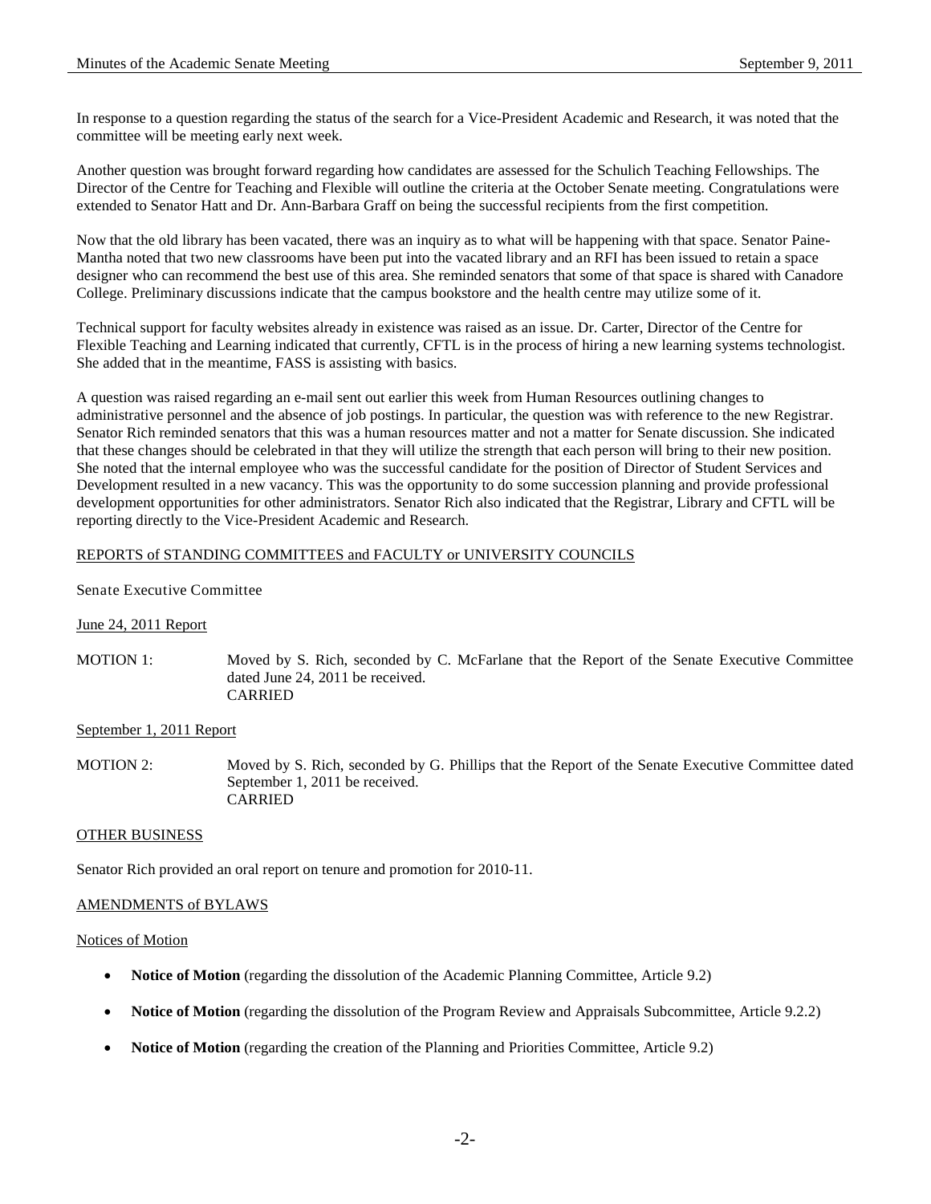In response to a question regarding the status of the search for a Vice-President Academic and Research, it was noted that the committee will be meeting early next week.

Another question was brought forward regarding how candidates are assessed for the Schulich Teaching Fellowships. The Director of the Centre for Teaching and Flexible will outline the criteria at the October Senate meeting. Congratulations were extended to Senator Hatt and Dr. Ann-Barbara Graff on being the successful recipients from the first competition.

Now that the old library has been vacated, there was an inquiry as to what will be happening with that space. Senator Paine-Mantha noted that two new classrooms have been put into the vacated library and an RFI has been issued to retain a space designer who can recommend the best use of this area. She reminded senators that some of that space is shared with Canadore College. Preliminary discussions indicate that the campus bookstore and the health centre may utilize some of it.

Technical support for faculty websites already in existence was raised as an issue. Dr. Carter, Director of the Centre for Flexible Teaching and Learning indicated that currently, CFTL is in the process of hiring a new learning systems technologist. She added that in the meantime, FASS is assisting with basics.

A question was raised regarding an e-mail sent out earlier this week from Human Resources outlining changes to administrative personnel and the absence of job postings. In particular, the question was with reference to the new Registrar. Senator Rich reminded senators that this was a human resources matter and not a matter for Senate discussion. She indicated that these changes should be celebrated in that they will utilize the strength that each person will bring to their new position. She noted that the internal employee who was the successful candidate for the position of Director of Student Services and Development resulted in a new vacancy. This was the opportunity to do some succession planning and provide professional development opportunities for other administrators. Senator Rich also indicated that the Registrar, Library and CFTL will be reporting directly to the Vice-President Academic and Research.

## REPORTS of STANDING COMMITTEES and FACULTY or UNIVERSITY COUNCILS

### Senate Executive Committee

June 24, 2011 Report

MOTION 1: Moved by S. Rich, seconded by C. McFarlane that the Report of the Senate Executive Committee dated June 24, 2011 be received.
CARRIED

September 1, 2011 Report

MOTION 2: Moved by S. Rich, seconded by G. Phillips that the Report of the Senate Executive Committee dated September 1, 2011 be received.
CARRIED

## OTHER BUSINESS

Senator Rich provided an oral report on tenure and promotion for 2010-11.

## AMENDMENTS of BYLAWS

### Notices of Motion

- **Notice of Motion** (regarding the dissolution of the Academic Planning Committee, Article 9.2)
- **Notice of Motion** (regarding the dissolution of the Program Review and Appraisals Subcommittee, Article 9.2.2)
- **Notice of Motion** (regarding the creation of the Planning and Priorities Committee, Article 9.2)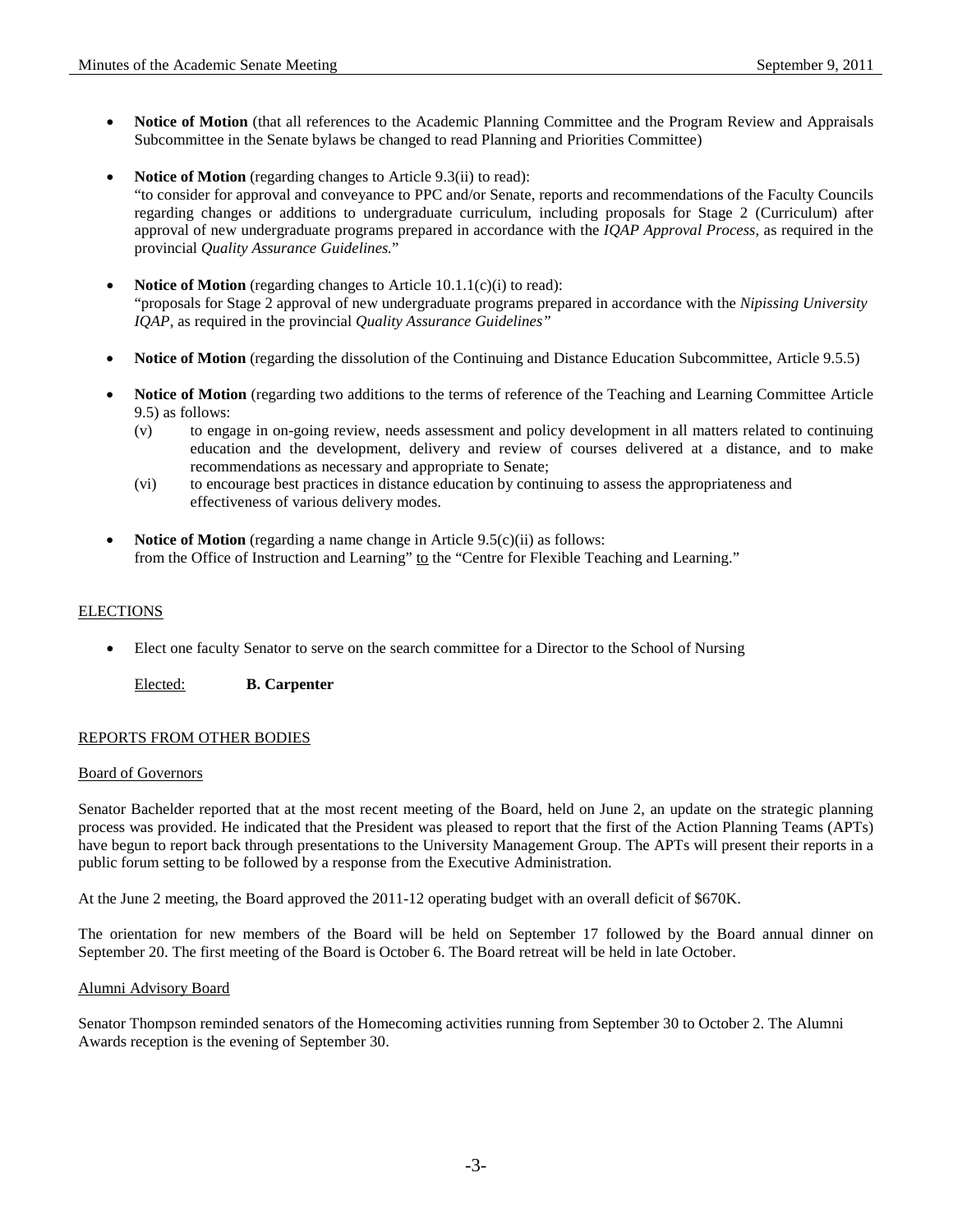- **Notice of Motion** (that all references to the Academic Planning Committee and the Program Review and Appraisals Subcommittee in the Senate bylaws be changed to read Planning and Priorities Committee)

- **Notice of Motion** (regarding changes to Article 9.3(ii) to read):
  "to consider for approval and conveyance to PPC and/or Senate, reports and recommendations of the Faculty Councils regarding changes or additions to undergraduate curriculum, including proposals for Stage 2 (Curriculum) after approval of new undergraduate programs prepared in accordance with the *IQAP Approval Process*, as required in the provincial *Quality Assurance Guidelines.*"

- **Notice of Motion** (regarding changes to Article 10.1.1(c)(i) to read):
  "proposals for Stage 2 approval of new undergraduate programs prepared in accordance with the *Nipissing University IQAP*, as required in the provincial *Quality Assurance Guidelines"*

- **Notice of Motion** (regarding the dissolution of the Continuing and Distance Education Subcommittee, Article 9.5.5)

- **Notice of Motion** (regarding two additions to the terms of reference of the Teaching and Learning Committee Article 9.5) as follows:
  - (v) to engage in on-going review, needs assessment and policy development in all matters related to continuing education and the development, delivery and review of courses delivered at a distance, and to make recommendations as necessary and appropriate to Senate;
  - (vi) to encourage best practices in distance education by continuing to assess the appropriateness and effectiveness of various delivery modes.

- **Notice of Motion** (regarding a name change in Article 9.5(c)(ii) as follows:
  from the Office of Instruction and Learning" to the "Centre for Flexible Teaching and Learning."

## ELECTIONS

- Elect one faculty Senator to serve on the search committee for a Director to the School of Nursing

  Elected: **B. Carpenter**

## REPORTS FROM OTHER BODIES

### Board of Governors

Senator Bachelder reported that at the most recent meeting of the Board, held on June 2, an update on the strategic planning process was provided. He indicated that the President was pleased to report that the first of the Action Planning Teams (APTs) have begun to report back through presentations to the University Management Group. The APTs will present their reports in a public forum setting to be followed by a response from the Executive Administration.

At the June 2 meeting, the Board approved the 2011-12 operating budget with an overall deficit of $670K.

The orientation for new members of the Board will be held on September 17 followed by the Board annual dinner on September 20. The first meeting of the Board is October 6. The Board retreat will be held in late October.

### Alumni Advisory Board

Senator Thompson reminded senators of the Homecoming activities running from September 30 to October 2. The Alumni Awards reception is the evening of September 30.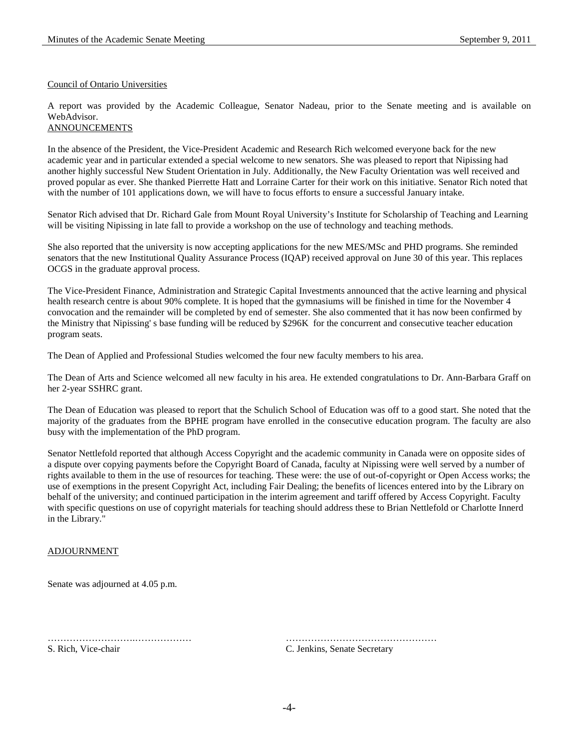Council of Ontario Universities

A report was provided by the Academic Colleague, Senator Nadeau, prior to the Senate meeting and is available on WebAdvisor.

ANNOUNCEMENTS

In the absence of the President, the Vice-President Academic and Research Rich welcomed everyone back for the new academic year and in particular extended a special welcome to new senators. She was pleased to report that Nipissing had another highly successful New Student Orientation in July. Additionally, the New Faculty Orientation was well received and proved popular as ever. She thanked Pierrette Hatt and Lorraine Carter for their work on this initiative. Senator Rich noted that with the number of 101 applications down, we will have to focus efforts to ensure a successful January intake.

Senator Rich advised that Dr. Richard Gale from Mount Royal University's Institute for Scholarship of Teaching and Learning will be visiting Nipissing in late fall to provide a workshop on the use of technology and teaching methods.

She also reported that the university is now accepting applications for the new MES/MSc and PHD programs. She reminded senators that the new Institutional Quality Assurance Process (IQAP) received approval on June 30 of this year. This replaces OCGS in the graduate approval process.

The Vice-President Finance, Administration and Strategic Capital Investments announced that the active learning and physical health research centre is about 90% complete. It is hoped that the gymnasiums will be finished in time for the November 4 convocation and the remainder will be completed by end of semester. She also commented that it has now been confirmed by the Ministry that Nipissing' s base funding will be reduced by $296K for the concurrent and consecutive teacher education program seats.

The Dean of Applied and Professional Studies welcomed the four new faculty members to his area.

The Dean of Arts and Science welcomed all new faculty in his area. He extended congratulations to Dr. Ann-Barbara Graff on her 2-year SSHRC grant.

The Dean of Education was pleased to report that the Schulich School of Education was off to a good start. She noted that the majority of the graduates from the BPHE program have enrolled in the consecutive education program. The faculty are also busy with the implementation of the PhD program.

Senator Nettlefold reported that although Access Copyright and the academic community in Canada were on opposite sides of a dispute over copying payments before the Copyright Board of Canada, faculty at Nipissing were well served by a number of rights available to them in the use of resources for teaching. These were: the use of out-of-copyright or Open Access works; the use of exemptions in the present Copyright Act, including Fair Dealing; the benefits of licences entered into by the Library on behalf of the university; and continued participation in the interim agreement and tariff offered by Access Copyright. Faculty with specific questions on use of copyright materials for teaching should address these to Brian Nettlefold or Charlotte Innerd in the Library."

ADJOURNMENT

Senate was adjourned at 4.05 p.m.

……………………….………………
S. Rich, Vice-chair

…………………………………………
C. Jenkins, Senate Secretary